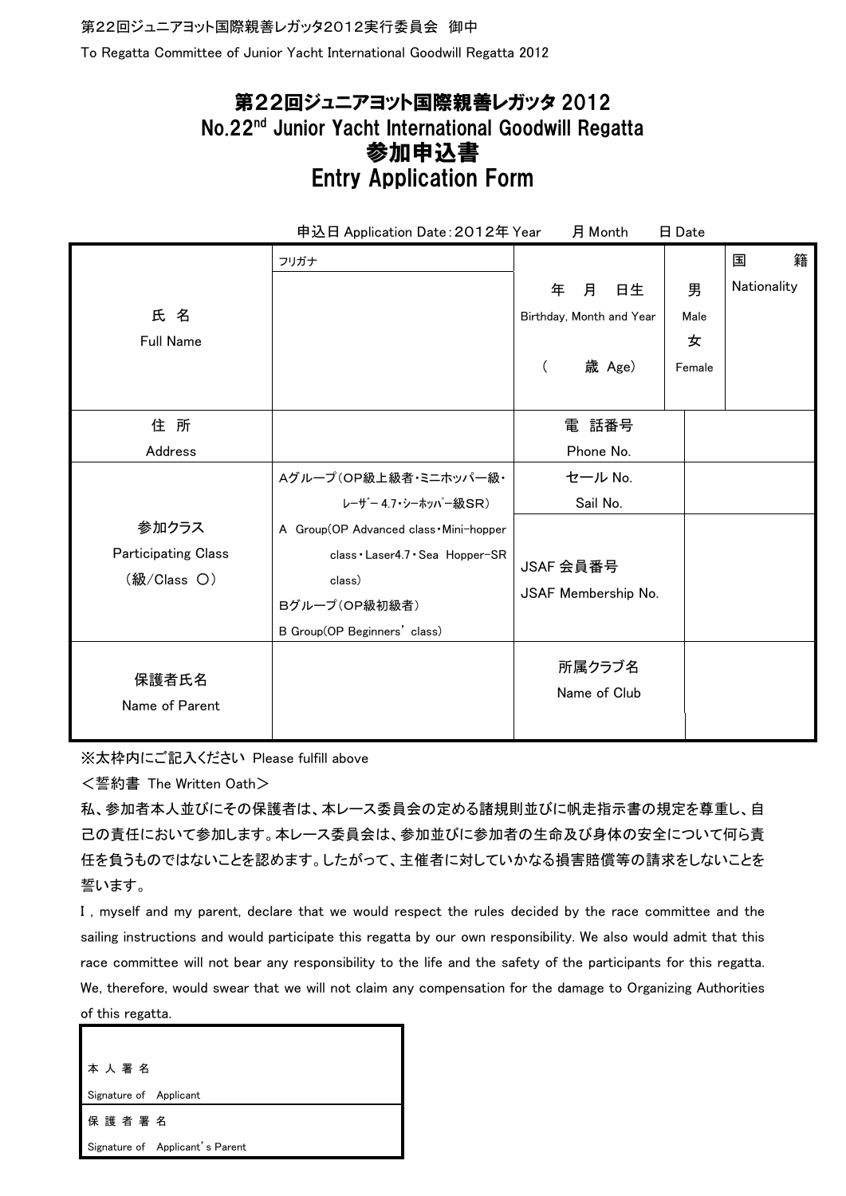第22回ジュニアヨット国際親善レガッタ2012実行委員会　御中

To Regatta Committee of Junior Yacht International Goodwill Regatta 2012

# 第22回ジュニアヨット国際親善レガッタ 2012
# No.22nd Junior Yacht International Goodwill Regatta
# 参加申込書
# Entry Application Form

申込日 Application Date：2012年 Year　　月 Month　　日 Date

| | | | | |
|---|---|---|---|---|
| 氏 名<br>Full Name | フリガナ<br><br> | 年　月　日生<br>Birthday, Month and Year<br>（　　歳 Age） | 男<br>Male<br>女<br>Female | 国　籍<br>Nationality |
| 住 所<br>Address | | 電 話番号<br>Phone No. | | |
| 参加クラス<br>Participating Class<br>（級/Class ○） | Aグループ（OP級上級者・ミニホッパー級・レーザー4.7・シーホッパー級SR）<br>A Group(OP Advanced class・Mini-hopper class・Laser4.7・Sea Hopper-SR class)<br>Bグループ（OP級初級者）<br>B Group(OP Beginners' class) | セール No.<br>Sail No. | | |
| | | JSAF 会員番号<br>JSAF Membership No. | | |
| 保護者氏名<br>Name of Parent | | 所属クラブ名<br>Name of Club | | |

※太枠内にご記入ください Please fulfill above

＜誓約書 The Written Oath＞

私、参加者本人並びにその保護者は、本レース委員会の定める諸規則並びに帆走指示書の規定を尊重し、自己の責任において参加します。本レース委員会は、参加並びに参加者の生命及び身体の安全について何ら責任を負うものではないことを認めます。したがって、主催者に対していかなる損害賠償等の請求をしないことを誓います。

I , myself and my parent, declare that we would respect the rules decided by the race committee and the sailing instructions and would participate this regatta by our own responsibility. We also would admit that this race committee will not bear any responsibility to the life and the safety of the participants for this regatta. We, therefore, would swear that we will not claim any compensation for the damage to Organizing Authorities of this regatta.

| |
|---|
| 本 人 署 名<br>Signature of　Applicant |
| 保 護 者 署 名<br>Signature of　Applicant's Parent |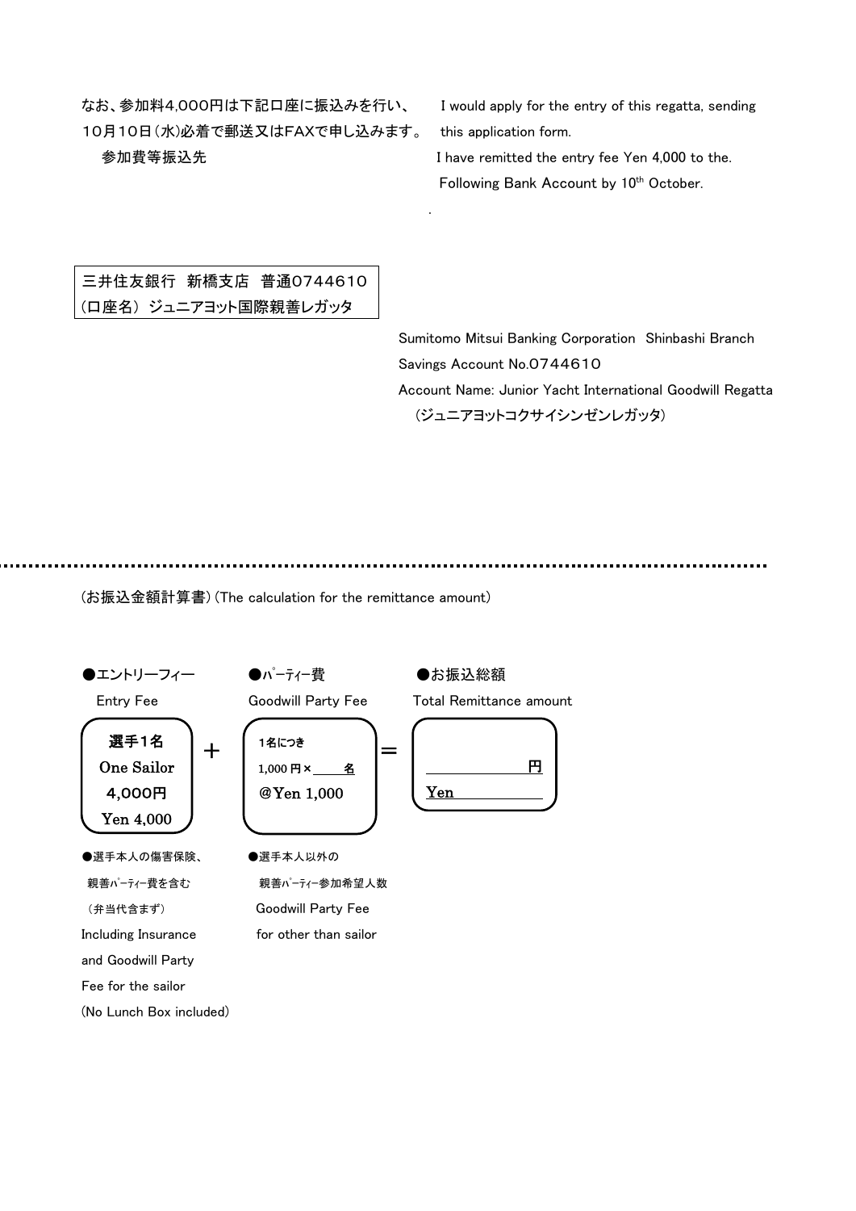なお、参加料4,000円は下記口座に振込みを行い、10月10日(水)必着で郵送又はFAXで申し込みます。

参加費等振込先

I would apply for the entry of this regatta, sending this application form.

I have remitted the entry fee Yen 4,000 to the. Following Bank Account by 10th October.

三井住友銀行　新橋支店　普通0744610
(口座名）ジュニアヨット国際親善レガッタ

Sumitomo Mitsui Banking Corporation　Shinbashi Branch
Savings Account No.0744610
Account Name: Junior Yacht International Goodwill Regatta
（ジュニアヨットコクサイシンゼンレガッタ）

---

(お振込金額計算書) (The calculation for the remittance amount)

| ●エントリーフィー Entry Fee | | ●パーティー費 Goodwill Party Fee | | ●お振込総額 Total Remittance amount |
|---|---|---|---|---|
| 選手1名 One Sailor 4,000円 Yen 4,000 | ＋ | 1名につき 1,000 円× ＿＿ 名 @Yen 1,000 | ＝ | ＿＿＿＿＿＿ 円 Yen ＿＿＿＿＿＿ |

●選手本人の傷害保険、親善パーティー費を含む（弁当代含まず）
Including Insurance and Goodwill Party Fee for the sailor (No Lunch Box included)

●選手本人以外の親善パーティー参加希望人数
Goodwill Party Fee for other than sailor